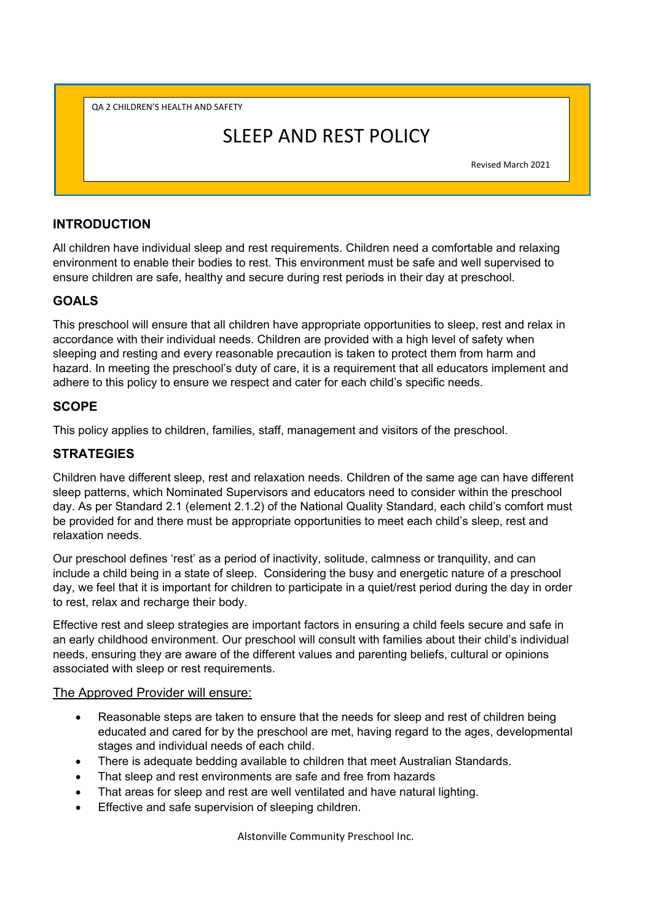QA 2 CHILDREN'S HEALTH AND SAFETY

# SLEEP AND REST POLICY

Revised March 2021

## INTRODUCTION

All children have individual sleep and rest requirements. Children need a comfortable and relaxing environment to enable their bodies to rest. This environment must be safe and well supervised to ensure children are safe, healthy and secure during rest periods in their day at preschool.

## GOALS

This preschool will ensure that all children have appropriate opportunities to sleep, rest and relax in accordance with their individual needs. Children are provided with a high level of safety when sleeping and resting and every reasonable precaution is taken to protect them from harm and hazard. In meeting the preschool's duty of care, it is a requirement that all educators implement and adhere to this policy to ensure we respect and cater for each child's specific needs.

## SCOPE

This policy applies to children, families, staff, management and visitors of the preschool.

## STRATEGIES

Children have different sleep, rest and relaxation needs. Children of the same age can have different sleep patterns, which Nominated Supervisors and educators need to consider within the preschool day. As per Standard 2.1 (element 2.1.2) of the National Quality Standard, each child's comfort must be provided for and there must be appropriate opportunities to meet each child's sleep, rest and relaxation needs.

Our preschool defines 'rest' as a period of inactivity, solitude, calmness or tranquility, and can include a child being in a state of sleep. Considering the busy and energetic nature of a preschool day, we feel that it is important for children to participate in a quiet/rest period during the day in order to rest, relax and recharge their body.

Effective rest and sleep strategies are important factors in ensuring a child feels secure and safe in an early childhood environment. Our preschool will consult with families about their child's individual needs, ensuring they are aware of the different values and parenting beliefs, cultural or opinions associated with sleep or rest requirements.

<u>The Approved Provider will ensure:</u>

- Reasonable steps are taken to ensure that the needs for sleep and rest of children being educated and cared for by the preschool are met, having regard to the ages, developmental stages and individual needs of each child.
- There is adequate bedding available to children that meet Australian Standards.
- That sleep and rest environments are safe and free from hazards
- That areas for sleep and rest are well ventilated and have natural lighting.
- Effective and safe supervision of sleeping children.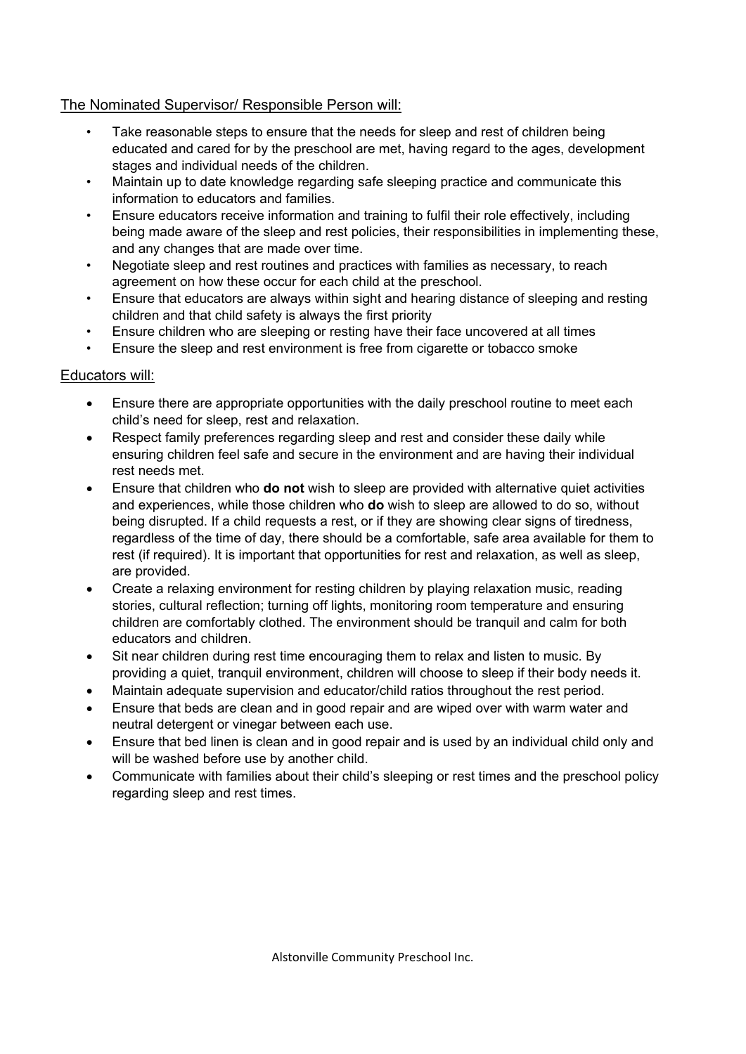## The Nominated Supervisor/ Responsible Person will:

- Take reasonable steps to ensure that the needs for sleep and rest of children being educated and cared for by the preschool are met, having regard to the ages, development stages and individual needs of the children.
- Maintain up to date knowledge regarding safe sleeping practice and communicate this information to educators and families.
- Ensure educators receive information and training to fulfil their role effectively, including being made aware of the sleep and rest policies, their responsibilities in implementing these, and any changes that are made over time.
- Negotiate sleep and rest routines and practices with families as necessary, to reach agreement on how these occur for each child at the preschool.
- Ensure that educators are always within sight and hearing distance of sleeping and resting children and that child safety is always the first priority
- Ensure children who are sleeping or resting have their face uncovered at all times
- Ensure the sleep and rest environment is free from cigarette or tobacco smoke

## Educators will:

- Ensure there are appropriate opportunities with the daily preschool routine to meet each child's need for sleep, rest and relaxation.
- Respect family preferences regarding sleep and rest and consider these daily while ensuring children feel safe and secure in the environment and are having their individual rest needs met.
- Ensure that children who **do not** wish to sleep are provided with alternative quiet activities and experiences, while those children who **do** wish to sleep are allowed to do so, without being disrupted. If a child requests a rest, or if they are showing clear signs of tiredness, regardless of the time of day, there should be a comfortable, safe area available for them to rest (if required). It is important that opportunities for rest and relaxation, as well as sleep, are provided.
- Create a relaxing environment for resting children by playing relaxation music, reading stories, cultural reflection; turning off lights, monitoring room temperature and ensuring children are comfortably clothed. The environment should be tranquil and calm for both educators and children.
- Sit near children during rest time encouraging them to relax and listen to music. By providing a quiet, tranquil environment, children will choose to sleep if their body needs it.
- Maintain adequate supervision and educator/child ratios throughout the rest period.
- Ensure that beds are clean and in good repair and are wiped over with warm water and neutral detergent or vinegar between each use.
- Ensure that bed linen is clean and in good repair and is used by an individual child only and will be washed before use by another child.
- Communicate with families about their child's sleeping or rest times and the preschool policy regarding sleep and rest times.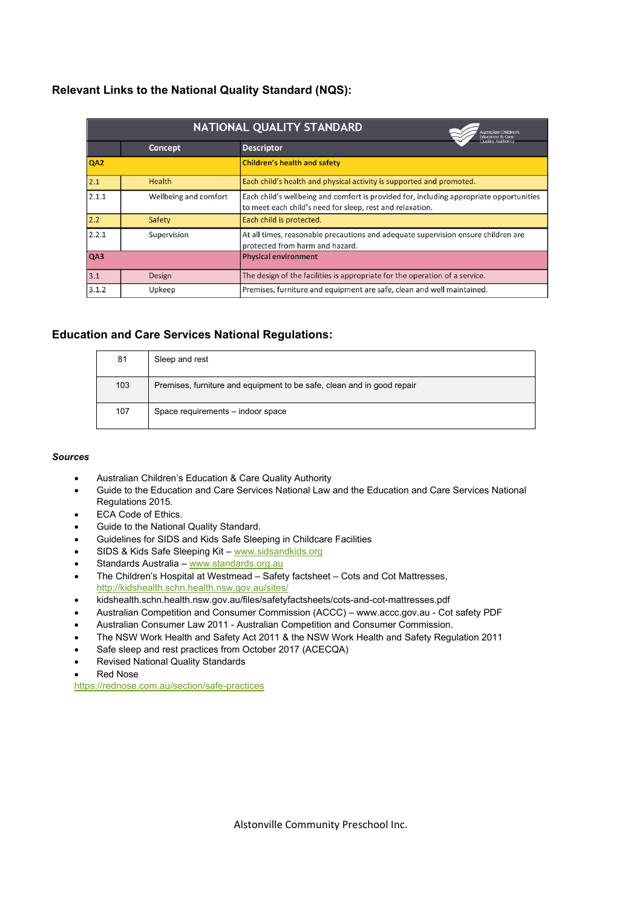### Relevant Links to the National Quality Standard (NQS):

| NATIONAL QUALITY STANDARD | | |
|---|---|---|
| | **Concept** | **Descriptor** |
| **QA2** | | **Children's health and safety** |
| 2.1 | Health | Each child's health and physical activity is supported and promoted. |
| 2.1.1 | Wellbeing and comfort | Each child's wellbeing and comfort is provided for, including appropriate opportunities to meet each child's need for sleep, rest and relaxation. |
| 2.2 | Safety | Each child is protected. |
| 2.2.1 | Supervision | At all times, reasonable precautions and adequate supervision ensure children are protected from harm and hazard. |
| **QA3** | | **Physical environment** |
| 3.1 | Design | The design of the facilities is appropriate for the operation of a service. |
| 3.1.2 | Upkeep | Premises, furniture and equipment are safe, clean and well maintained. |

### Education and Care Services National Regulations:

| | |
|---|---|
| 81 | Sleep and rest |
| 103 | Premises, furniture and equipment to be safe, clean and in good repair |
| 107 | Space requirements – indoor space |

***Sources***

- Australian Children's Education & Care Quality Authority
- Guide to the Education and Care Services National Law and the Education and Care Services National Regulations 2015.
- ECA Code of Ethics.
- Guide to the National Quality Standard.
- Guidelines for SIDS and Kids Safe Sleeping in Childcare Facilities
- SIDS & Kids Safe Sleeping Kit – www.sidsandkids.org
- Standards Australia – www.standards.org.au
- The Children's Hospital at Westmead – Safety factsheet – Cots and Cot Mattresses, http://kidshealth.schn.health.nsw.gov.au/sites/
- kidshealth.schn.health.nsw.gov.au/files/safetyfactsheets/cots-and-cot-mattresses.pdf
- Australian Competition and Consumer Commission (ACCC) – www.accc.gov.au - Cot safety PDF
- Australian Consumer Law 2011 - Australian Competition and Consumer Commission.
- The NSW Work Health and Safety Act 2011 & the NSW Work Health and Safety Regulation 2011
- Safe sleep and rest practices from October 2017 (ACECQA)
- Revised National Quality Standards
- Red Nose

https://rednose.com.au/section/safe-practices